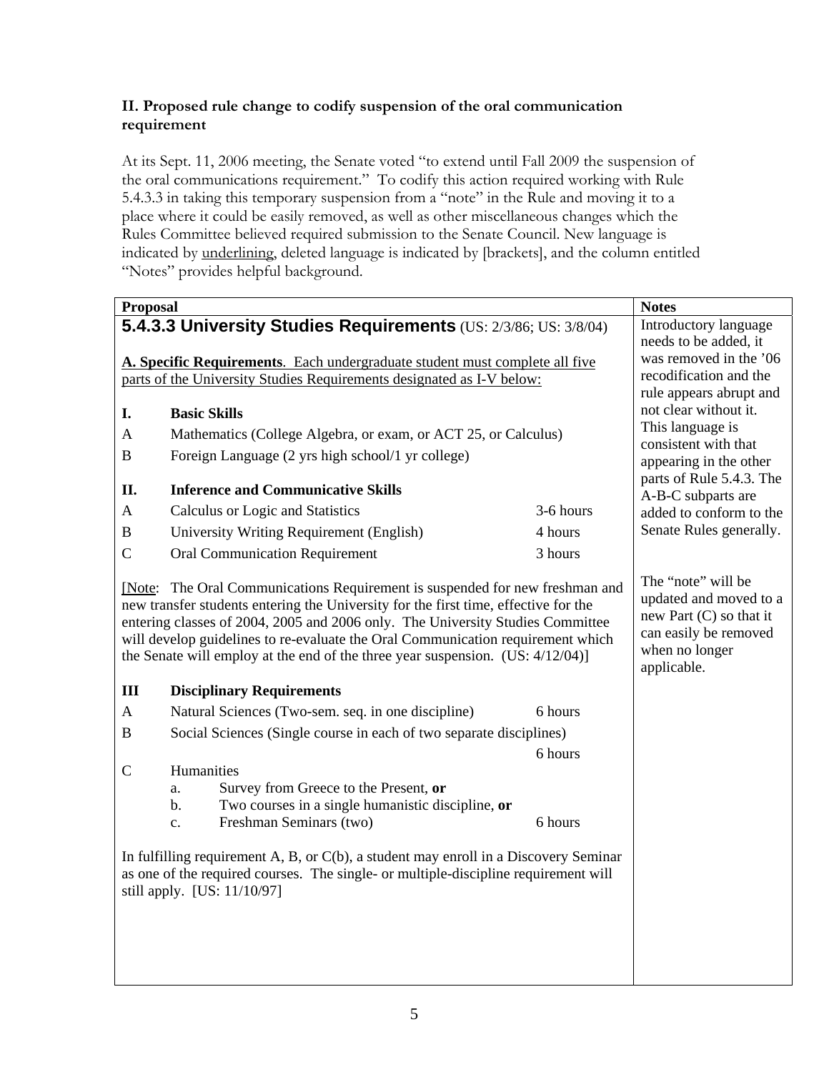**II. Proposed rule change to codify suspension of the oral communication requirement**

At its Sept. 11, 2006 meeting, the Senate voted "to extend until Fall 2009 the suspension of the oral communications requirement." To codify this action required working with Rule 5.4.3.3 in taking this temporary suspension from a "note" in the Rule and moving it to a place where it could be easily removed, as well as other miscellaneous changes which the Rules Committee believed required submission to the Senate Council. New language is indicated by <u>underlining</u>, deleted language is indicated by [brackets], and the column entitled "Notes" provides helpful background.

| Proposal | Notes |
|---|---|
| **5.4.3.3 University Studies Requirements** (US: 2/3/86; US: 3/8/04)<br><br><u>**A. Specific Requirements**. Each undergraduate student must complete all five parts of the University Studies Requirements designated as I-V below:</u><br><br>**I. Basic Skills**<br>A Mathematics (College Algebra, or exam, or ACT 25, or Calculus)<br>B Foreign Language (2 yrs high school/1 yr college)<br><br>**II. Inference and Communicative Skills**<br>A Calculus or Logic and Statistics — 3-6 hours<br>B University Writing Requirement (English) — 4 hours<br>C Oral Communication Requirement — 3 hours | Introductory language needs to be added, it was removed in the '06 recodification and the rule appears abrupt and not clear without it. This language is consistent with that appearing in the other parts of Rule 5.4.3. The A-B-C subparts are added to conform to the Senate Rules generally. |
| [<u>Note</u>: The Oral Communications Requirement is suspended for new freshman and new transfer students entering the University for the first time, effective for the entering classes of 2004, 2005 and 2006 only. The University Studies Committee will develop guidelines to re-evaluate the Oral Communication requirement which the Senate will employ at the end of the three year suspension. (US: 4/12/04)] | The "note" will be updated and moved to a new Part (C) so that it can easily be removed when no longer applicable. |
| **III Disciplinary Requirements**<br>A Natural Sciences (Two-sem. seq. in one discipline) — 6 hours<br>B Social Sciences (Single course in each of two separate disciplines) — 6 hours<br>C Humanities<br>a. Survey from Greece to the Present, **or**<br>b. Two courses in a single humanistic discipline, **or**<br>c. Freshman Seminars (two) — 6 hours<br><br>In fulfilling requirement A, B, or C(b), a student may enroll in a Discovery Seminar as one of the required courses. The single- or multiple-discipline requirement will still apply. [US: 11/10/97] | |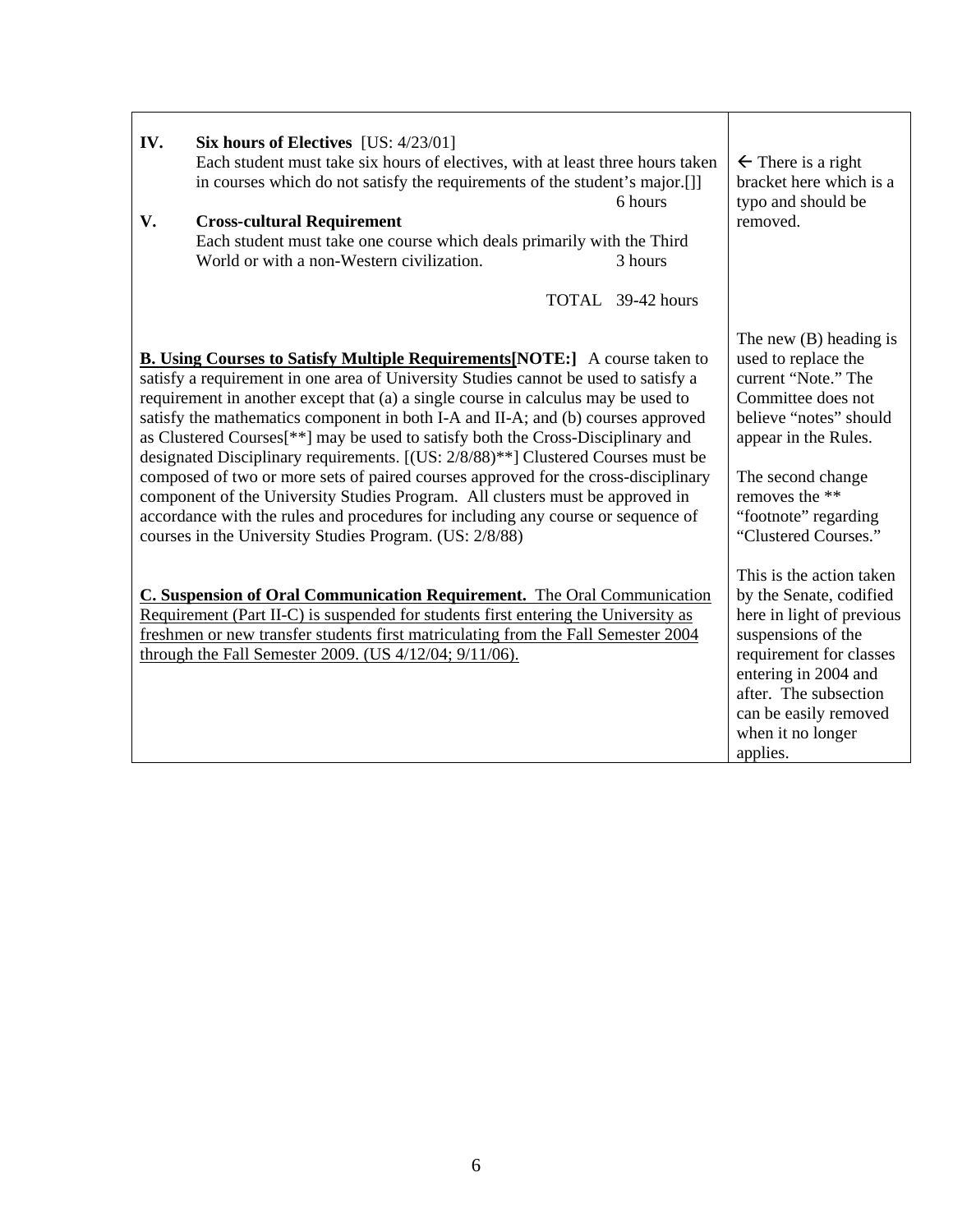| | |
|---|---|
| **IV. Six hours of Electives** [US: 4/23/01]<br>Each student must take six hours of electives, with at least three hours taken in courses which do not satisfy the requirements of the student's major.[]] 6 hours<br>**V. Cross-cultural Requirement**<br>Each student must take one course which deals primarily with the Third World or with a non-Western civilization. 3 hours<br>TOTAL 39-42 hours | ← There is a right bracket here which is a typo and should be removed. |
| **B. Using Courses to Satisfy Multiple Requirements[NOTE:]** A course taken to satisfy a requirement in one area of University Studies cannot be used to satisfy a requirement in another except that (a) a single course in calculus may be used to satisfy the mathematics component in both I-A and II-A; and (b) courses approved as Clustered Courses[**] may be used to satisfy both the Cross-Disciplinary and designated Disciplinary requirements. [(US: 2/8/88)**] Clustered Courses must be composed of two or more sets of paired courses approved for the cross-disciplinary component of the University Studies Program. All clusters must be approved in accordance with the rules and procedures for including any course or sequence of courses in the University Studies Program. (US: 2/8/88) | The new (B) heading is used to replace the current "Note." The Committee does not believe "notes" should appear in the Rules.<br><br>The second change removes the ** "footnote" regarding "Clustered Courses." |
| **C. Suspension of Oral Communication Requirement.** The Oral Communication Requirement (Part II-C) is suspended for students first entering the University as freshmen or new transfer students first matriculating from the Fall Semester 2004 through the Fall Semester 2009. (US 4/12/04; 9/11/06). | This is the action taken by the Senate, codified here in light of previous suspensions of the requirement for classes entering in 2004 and after. The subsection can be easily removed when it no longer applies. |